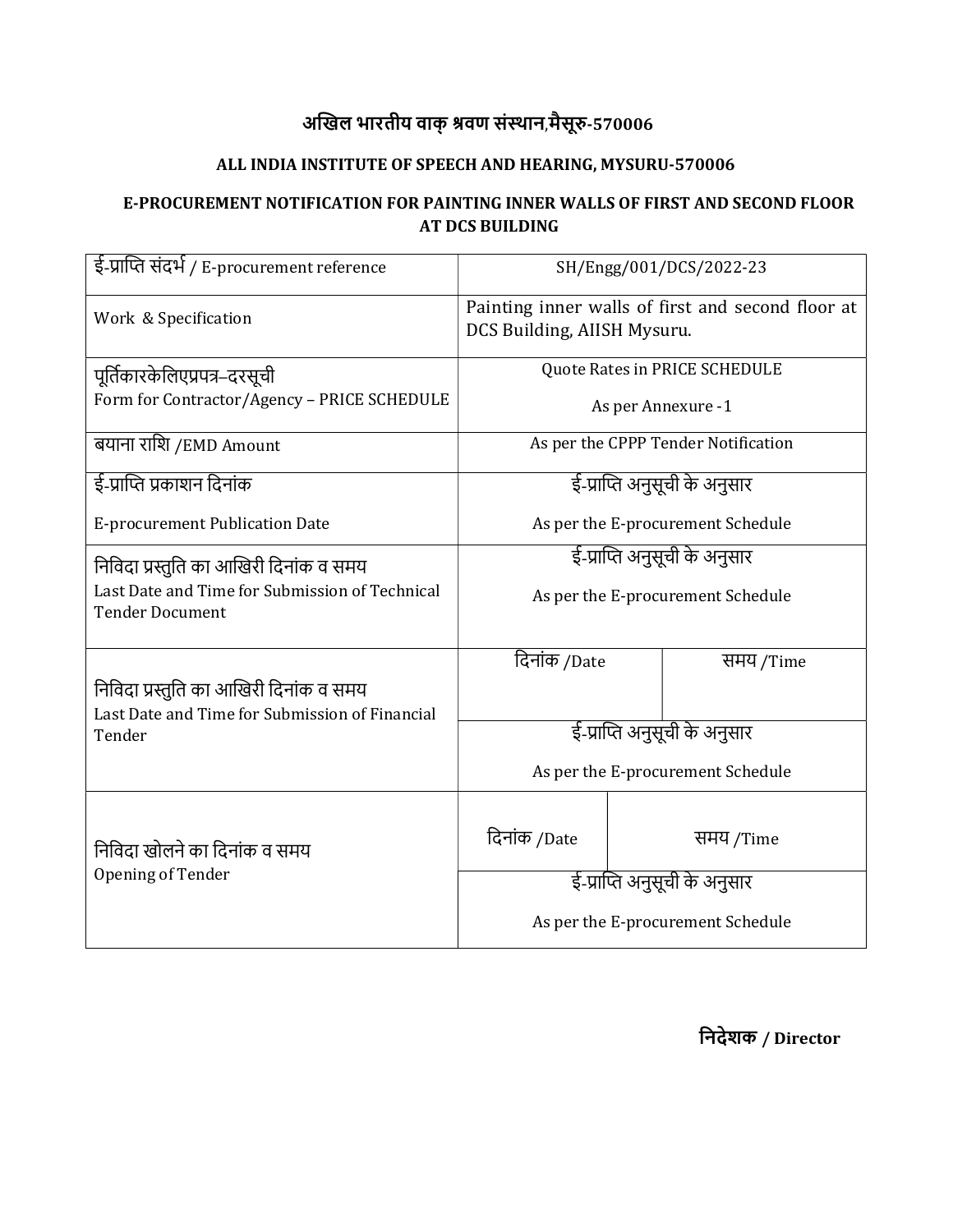## अखिल भारतीय वाक् श्रवण संस्थान,मैसूरु-570006

## ALL INDIA INSTITUTE OF SPEECH AND HEARING, MYSURU-570006

### E-PROCUREMENT NOTIFICATION FOR PAINTING INNER WALLS OF FIRST AND SECOND FLOOR AT DCS BUILDING

| | | |
|---|---|---|
| ई-प्राप्ति संदर्भ / E-procurement reference | SH/Engg/001/DCS/2022-23 | |
| Work & Specification | Painting inner walls of first and second floor at DCS Building, AIISH Mysuru. | |
| पूर्तिकारकेलिएप्रपत्र–दरसूची<br>Form for Contractor/Agency – PRICE SCHEDULE | Quote Rates in PRICE SCHEDULE<br>As per Annexure -1 | |
| बयाना राशि /EMD Amount | As per the CPPP Tender Notification | |
| ई-प्राप्ति प्रकाशन दिनांक<br>E-procurement Publication Date | ई-प्राप्ति अनुसूची के अनुसार<br>As per the E-procurement Schedule | |
| निविदा प्रस्तुति का आखिरी दिनांक व समय<br>Last Date and Time for Submission of Technical Tender Document | ई-प्राप्ति अनुसूची के अनुसार<br>As per the E-procurement Schedule | |
| निविदा प्रस्तुति का आखिरी दिनांक व समय<br>Last Date and Time for Submission of Financial Tender | दिनांक /Date | समय /Time |
| | ई-प्राप्ति अनुसूची के अनुसार<br>As per the E-procurement Schedule | |
| निविदा खोलने का दिनांक व समय<br>Opening of Tender | दिनांक /Date | समय /Time |
| | ई-प्राप्ति अनुसूची के अनुसार<br>As per the E-procurement Schedule | |

**निदेशक / Director**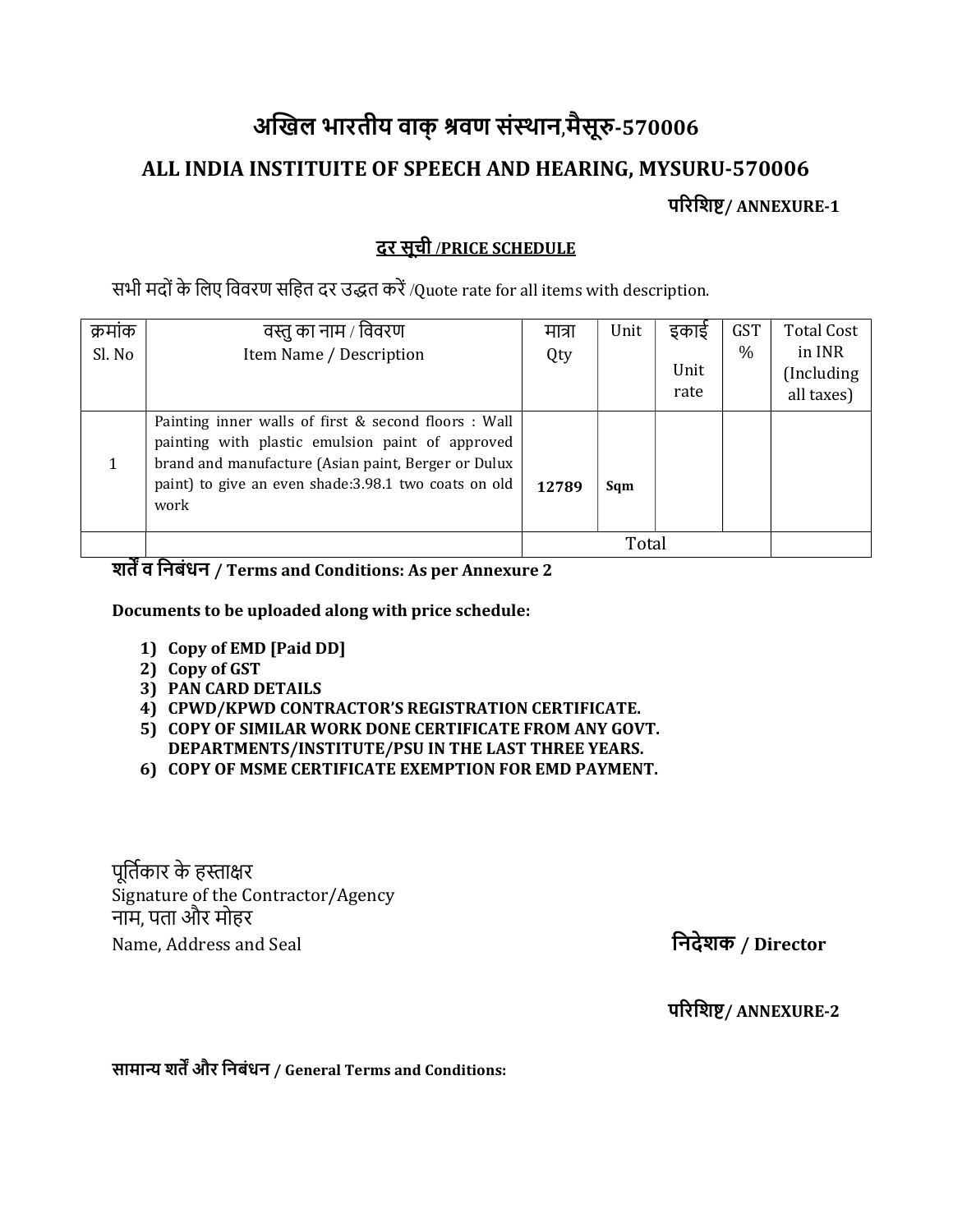# अखिल भारतीय वाक् श्रवण संस्थान,मैसूरु-570006

## ALL INDIA INSTITUITE OF SPEECH AND HEARING, MYSURU-570006

**परिशिष्ट/ ANNEXURE-1**

### दर सूची /PRICE SCHEDULE

सभी मदों के लिए विवरण सहित दर उद्धत करें /Quote rate for all items with description.

| क्रमांक Sl. No | वस्तु का नाम / विवरण Item Name / Description | मात्रा Qty | Unit | इकाई Unit rate | GST % | Total Cost in INR (Including all taxes) |
|---|---|---|---|---|---|---|
| 1 | Painting inner walls of first & second floors : Wall painting with plastic emulsion paint of approved brand and manufacture (Asian paint, Berger or Dulux paint) to give an even shade:3.98.1 two coats on old work | **12789** | **Sqm** | | | |
| | | Total | | | | |

**शर्तें व निबंधन / Terms and Conditions: As per Annexure 2**

**Documents to be uploaded along with price schedule:**

1) **Copy of EMD [Paid DD]**
2) **Copy of GST**
3) **PAN CARD DETAILS**
4) **CPWD/KPWD CONTRACTOR'S REGISTRATION CERTIFICATE.**
5) **COPY OF SIMILAR WORK DONE CERTIFICATE FROM ANY GOVT. DEPARTMENTS/INSTITUTE/PSU IN THE LAST THREE YEARS.**
6) **COPY OF MSME CERTIFICATE EXEMPTION FOR EMD PAYMENT.**

पूर्तिकार के हस्ताक्षर
Signature of the Contractor/Agency
नाम, पता और मोहर
Name, Address and Seal

**निदेशक / Director**

**परिशिष्ट/ ANNEXURE-2**

**सामान्य शर्तें और निबंधन / General Terms and Conditions:**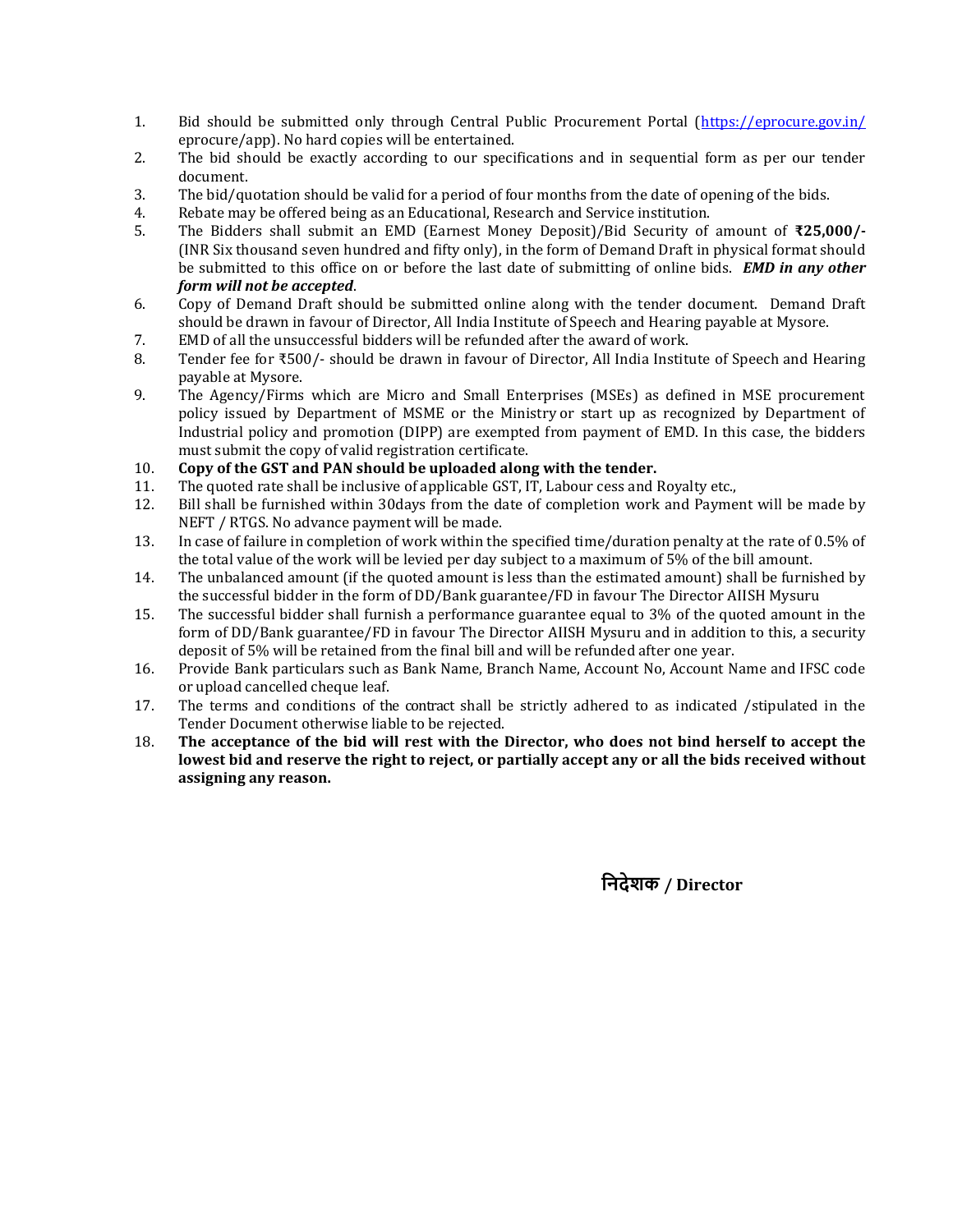1. Bid should be submitted only through Central Public Procurement Portal (https://eprocure.gov.in/eprocure/app). No hard copies will be entertained.
2. The bid should be exactly according to our specifications and in sequential form as per our tender document.
3. The bid/quotation should be valid for a period of four months from the date of opening of the bids.
4. Rebate may be offered being as an Educational, Research and Service institution.
5. The Bidders shall submit an EMD (Earnest Money Deposit)/Bid Security of amount of **₹25,000/-** (INR Six thousand seven hundred and fifty only), in the form of Demand Draft in physical format should be submitted to this office on or before the last date of submitting of online bids. ***EMD in any other form will not be accepted***.
6. Copy of Demand Draft should be submitted online along with the tender document. Demand Draft should be drawn in favour of Director, All India Institute of Speech and Hearing payable at Mysore.
7. EMD of all the unsuccessful bidders will be refunded after the award of work.
8. Tender fee for ₹500/- should be drawn in favour of Director, All India Institute of Speech and Hearing payable at Mysore.
9. The Agency/Firms which are Micro and Small Enterprises (MSEs) as defined in MSE procurement policy issued by Department of MSME or the Ministry or start up as recognized by Department of Industrial policy and promotion (DIPP) are exempted from payment of EMD. In this case, the bidders must submit the copy of valid registration certificate.
10. **Copy of the GST and PAN should be uploaded along with the tender.**
11. The quoted rate shall be inclusive of applicable GST, IT, Labour cess and Royalty etc.,
12. Bill shall be furnished within 30days from the date of completion work and Payment will be made by NEFT / RTGS. No advance payment will be made.
13. In case of failure in completion of work within the specified time/duration penalty at the rate of 0.5% of the total value of the work will be levied per day subject to a maximum of 5% of the bill amount.
14. The unbalanced amount (if the quoted amount is less than the estimated amount) shall be furnished by the successful bidder in the form of DD/Bank guarantee/FD in favour The Director AIISH Mysuru
15. The successful bidder shall furnish a performance guarantee equal to 3% of the quoted amount in the form of DD/Bank guarantee/FD in favour The Director AIISH Mysuru and in addition to this, a security deposit of 5% will be retained from the final bill and will be refunded after one year.
16. Provide Bank particulars such as Bank Name, Branch Name, Account No, Account Name and IFSC code or upload cancelled cheque leaf.
17. The terms and conditions of the contract shall be strictly adhered to as indicated /stipulated in the Tender Document otherwise liable to be rejected.
18. **The acceptance of the bid will rest with the Director, who does not bind herself to accept the lowest bid and reserve the right to reject, or partially accept any or all the bids received without assigning any reason.**

**निदेशक / Director**